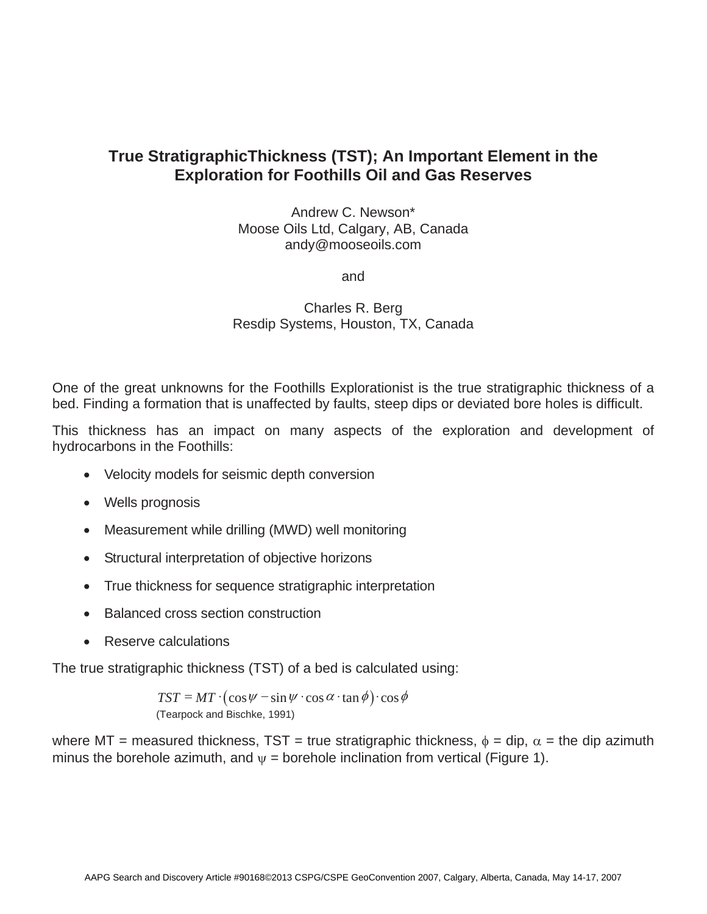# True StratigraphicThickness (TST); An Important Element in the Exploration for Foothills Oil and Gas Reserves

Andrew C. Newson*
Moose Oils Ltd, Calgary, AB, Canada
andy@mooseoils.com

and

Charles R. Berg
Resdip Systems, Houston, TX, Canada

One of the great unknowns for the Foothills Explorationist is the true stratigraphic thickness of a bed. Finding a formation that is unaffected by faults, steep dips or deviated bore holes is difficult.

This thickness has an impact on many aspects of the exploration and development of hydrocarbons in the Foothills:

- Velocity models for seismic depth conversion
- Wells prognosis
- Measurement while drilling (MWD) well monitoring
- Structural interpretation of objective horizons
- True thickness for sequence stratigraphic interpretation
- Balanced cross section construction
- Reserve calculations

The true stratigraphic thickness (TST) of a bed is calculated using:

$$TST = MT \cdot \left(\cos\psi - \sin\psi \cdot \cos\alpha \cdot \tan\phi\right) \cdot \cos\phi$$

(Tearpock and Bischke, 1991)

where MT = measured thickness, TST = true stratigraphic thickness, $\phi$ = dip, $\alpha$ = the dip azimuth minus the borehole azimuth, and $\psi$ = borehole inclination from vertical (Figure 1).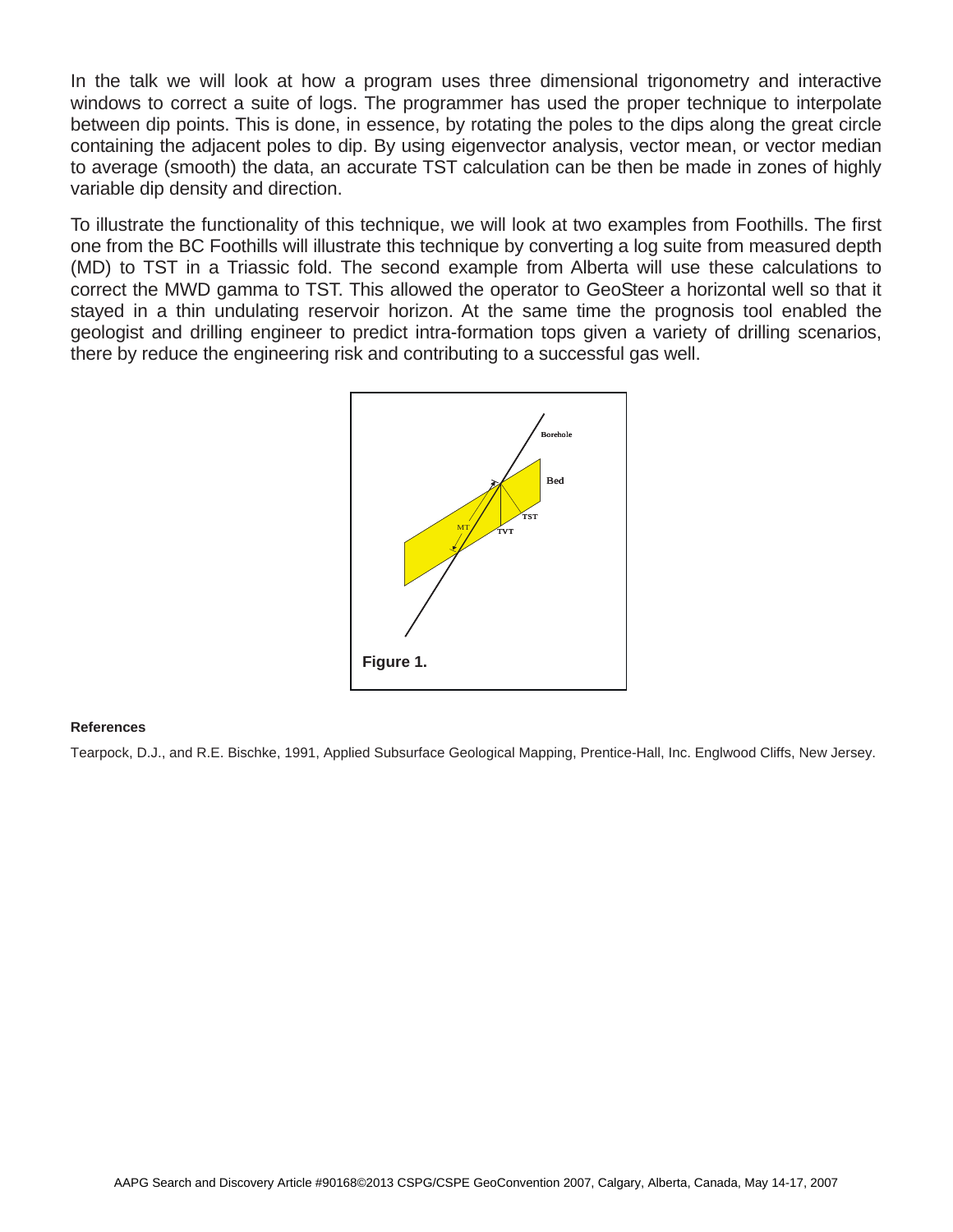In the talk we will look at how a program uses three dimensional trigonometry and interactive windows to correct a suite of logs. The programmer has used the proper technique to interpolate between dip points. This is done, in essence, by rotating the poles to the dips along the great circle containing the adjacent poles to dip. By using eigenvector analysis, vector mean, or vector median to average (smooth) the data, an accurate TST calculation can be then be made in zones of highly variable dip density and direction.

To illustrate the functionality of this technique, we will look at two examples from Foothills. The first one from the BC Foothills will illustrate this technique by converting a log suite from measured depth (MD) to TST in a Triassic fold. The second example from Alberta will use these calculations to correct the MWD gamma to TST. This allowed the operator to GeoSteer a horizontal well so that it stayed in a thin undulating reservoir horizon. At the same time the prognosis tool enabled the geologist and drilling engineer to predict intra-formation tops given a variety of drilling scenarios, there by reduce the engineering risk and contributing to a successful gas well.

Borehole

Bed

MT

TST

TVT

**Figure 1.**

#### References

Tearpock, D.J., and R.E. Bischke, 1991, Applied Subsurface Geological Mapping, Prentice-Hall, Inc. Englwood Cliffs, New Jersey.